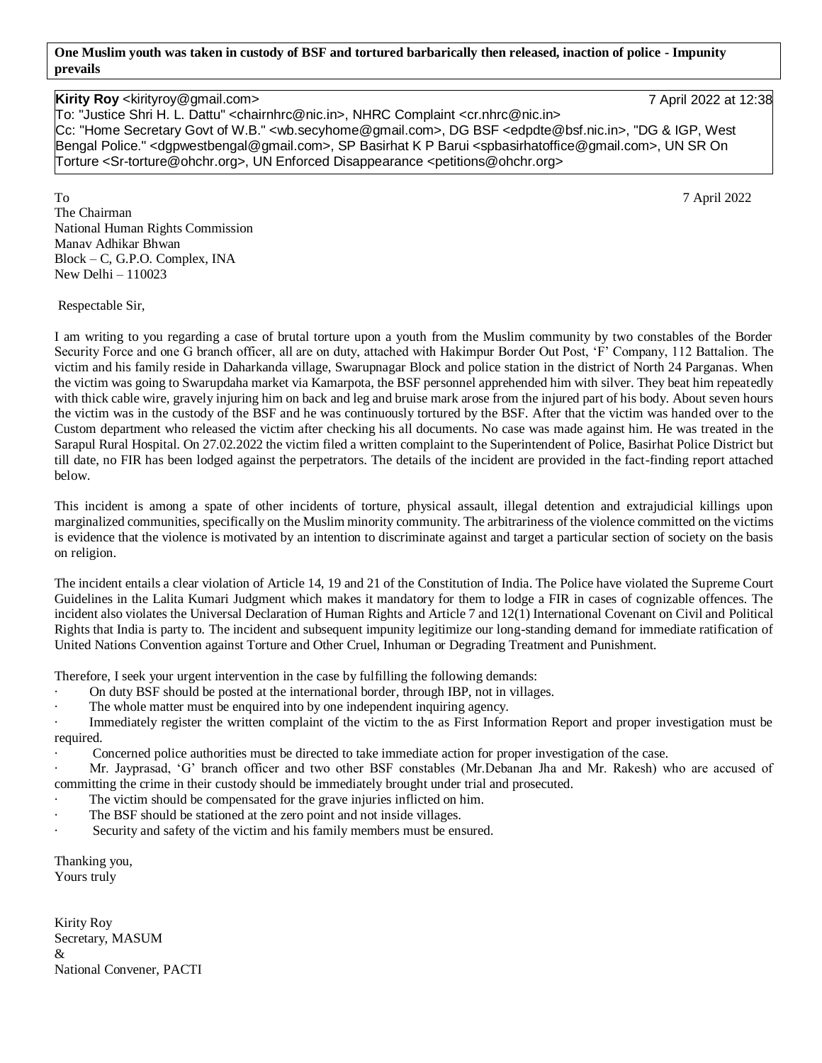**One Muslim youth was taken in custody of BSF and tortured barbarically then released, inaction of police - Impunity prevails**

**Kirity Roy** <kirityroy@gmail.com> 7 April 2022 at 12:38
To: "Justice Shri H. L. Dattu" <chairnhrc@nic.in>, NHRC Complaint <cr.nhrc@nic.in>
Cc: "Home Secretary Govt of W.B." <wb.secyhome@gmail.com>, DG BSF <edpdte@bsf.nic.in>, "DG & IGP, West Bengal Police." <dgpwestbengal@gmail.com>, SP Basirhat K P Barui <spbasirhatoffice@gmail.com>, UN SR On Torture <Sr-torture@ohchr.org>, UN Enforced Disappearance <petitions@ohchr.org>

To
The Chairman
National Human Rights Commission
Manav Adhikar Bhwan
Block – C, G.P.O. Complex, INA
New Delhi – 110023

7 April 2022

Respectable Sir,

I am writing to you regarding a case of brutal torture upon a youth from the Muslim community by two constables of the Border Security Force and one G branch officer, all are on duty, attached with Hakimpur Border Out Post, 'F' Company, 112 Battalion. The victim and his family reside in Daharkanda village, Swarupnagar Block and police station in the district of North 24 Parganas. When the victim was going to Swarupdaha market via Kamarpota, the BSF personnel apprehended him with silver. They beat him repeatedly with thick cable wire, gravely injuring him on back and leg and bruise mark arose from the injured part of his body. About seven hours the victim was in the custody of the BSF and he was continuously tortured by the BSF. After that the victim was handed over to the Custom department who released the victim after checking his all documents. No case was made against him. He was treated in the Sarapul Rural Hospital. On 27.02.2022 the victim filed a written complaint to the Superintendent of Police, Basirhat Police District but till date, no FIR has been lodged against the perpetrators. The details of the incident are provided in the fact-finding report attached below.

This incident is among a spate of other incidents of torture, physical assault, illegal detention and extrajudicial killings upon marginalized communities, specifically on the Muslim minority community. The arbitrariness of the violence committed on the victims is evidence that the violence is motivated by an intention to discriminate against and target a particular section of society on the basis on religion.

The incident entails a clear violation of Article 14, 19 and 21 of the Constitution of India. The Police have violated the Supreme Court Guidelines in the Lalita Kumari Judgment which makes it mandatory for them to lodge a FIR in cases of cognizable offences. The incident also violates the Universal Declaration of Human Rights and Article 7 and 12(1) International Covenant on Civil and Political Rights that India is party to. The incident and subsequent impunity legitimize our long-standing demand for immediate ratification of United Nations Convention against Torture and Other Cruel, Inhuman or Degrading Treatment and Punishment.

Therefore, I seek your urgent intervention in the case by fulfilling the following demands:

- On duty BSF should be posted at the international border, through IBP, not in villages.
- The whole matter must be enquired into by one independent inquiring agency.
- Immediately register the written complaint of the victim to the as First Information Report and proper investigation must be required.
- Concerned police authorities must be directed to take immediate action for proper investigation of the case.
- Mr. Jayprasad, 'G' branch officer and two other BSF constables (Mr.Debanan Jha and Mr. Rakesh) who are accused of committing the crime in their custody should be immediately brought under trial and prosecuted.
- The victim should be compensated for the grave injuries inflicted on him.
- The BSF should be stationed at the zero point and not inside villages.
- Security and safety of the victim and his family members must be ensured.

Thanking you,
Yours truly

Kirity Roy
Secretary, MASUM
&
National Convener, PACTI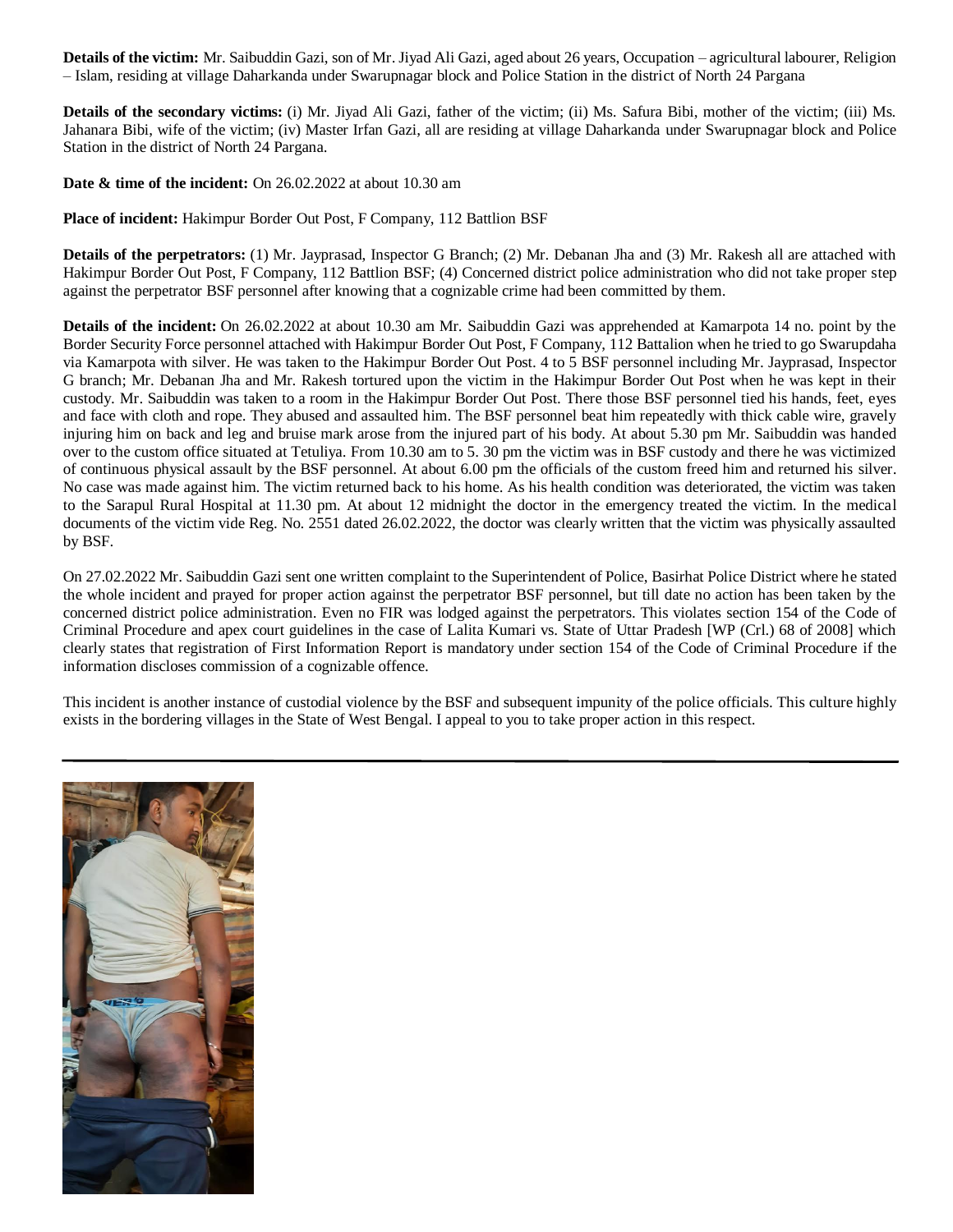**Details of the victim:** Mr. Saibuddin Gazi, son of Mr. Jiyad Ali Gazi, aged about 26 years, Occupation – agricultural labourer, Religion – Islam, residing at village Daharkanda under Swarupnagar block and Police Station in the district of North 24 Pargana

**Details of the secondary victims:** (i) Mr. Jiyad Ali Gazi, father of the victim; (ii) Ms. Safura Bibi, mother of the victim; (iii) Ms. Jahanara Bibi, wife of the victim; (iv) Master Irfan Gazi, all are residing at village Daharkanda under Swarupnagar block and Police Station in the district of North 24 Pargana.

**Date & time of the incident:** On 26.02.2022 at about 10.30 am

**Place of incident:** Hakimpur Border Out Post, F Company, 112 Battlion BSF

**Details of the perpetrators:** (1) Mr. Jayprasad, Inspector G Branch; (2) Mr. Debanan Jha and (3) Mr. Rakesh all are attached with Hakimpur Border Out Post, F Company, 112 Battlion BSF; (4) Concerned district police administration who did not take proper step against the perpetrator BSF personnel after knowing that a cognizable crime had been committed by them.

**Details of the incident:** On 26.02.2022 at about 10.30 am Mr. Saibuddin Gazi was apprehended at Kamarpota 14 no. point by the Border Security Force personnel attached with Hakimpur Border Out Post, F Company, 112 Battalion when he tried to go Swarupdaha via Kamarpota with silver. He was taken to the Hakimpur Border Out Post. 4 to 5 BSF personnel including Mr. Jayprasad, Inspector G branch; Mr. Debanan Jha and Mr. Rakesh tortured upon the victim in the Hakimpur Border Out Post when he was kept in their custody. Mr. Saibuddin was taken to a room in the Hakimpur Border Out Post. There those BSF personnel tied his hands, feet, eyes and face with cloth and rope. They abused and assaulted him. The BSF personnel beat him repeatedly with thick cable wire, gravely injuring him on back and leg and bruise mark arose from the injured part of his body. At about 5.30 pm Mr. Saibuddin was handed over to the custom office situated at Tetuliya. From 10.30 am to 5. 30 pm the victim was in BSF custody and there he was victimized of continuous physical assault by the BSF personnel. At about 6.00 pm the officials of the custom freed him and returned his silver. No case was made against him. The victim returned back to his home. As his health condition was deteriorated, the victim was taken to the Sarapul Rural Hospital at 11.30 pm. At about 12 midnight the doctor in the emergency treated the victim. In the medical documents of the victim vide Reg. No. 2551 dated 26.02.2022, the doctor was clearly written that the victim was physically assaulted by BSF.

On 27.02.2022 Mr. Saibuddin Gazi sent one written complaint to the Superintendent of Police, Basirhat Police District where he stated the whole incident and prayed for proper action against the perpetrator BSF personnel, but till date no action has been taken by the concerned district police administration. Even no FIR was lodged against the perpetrators. This violates section 154 of the Code of Criminal Procedure and apex court guidelines in the case of Lalita Kumari vs. State of Uttar Pradesh [WP (Crl.) 68 of 2008] which clearly states that registration of First Information Report is mandatory under section 154 of the Code of Criminal Procedure if the information discloses commission of a cognizable offence.

This incident is another instance of custodial violence by the BSF and subsequent impunity of the police officials. This culture highly exists in the bordering villages in the State of West Bengal. I appeal to you to take proper action in this respect.

---